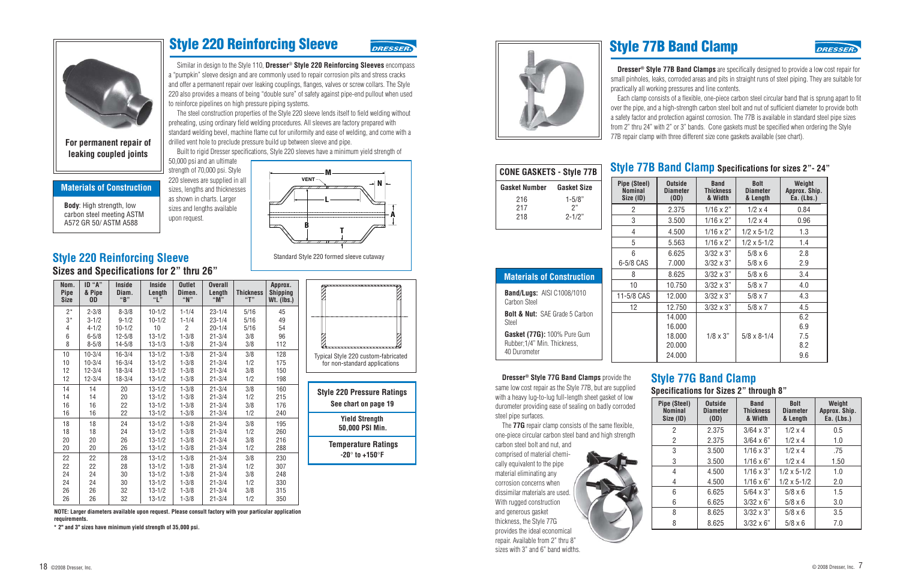# Style 220 Reinforcing Sleeve

**For permanent repair of leaking coupled joints**

Similar in design to the Style 110, **Dresser® Style 220 Reinforcing Sleeves** encompass a "pumpkin" sleeve design and are commonly used to repair corrosion pits and stress cracks and offer a permanent repair over leaking couplings, flanges, valves or screw collars. The Style 220 also provides a means of being "double sure" of safety against pipe-end pullout when used to reinforce pipelines on high pressure piping systems.

The steel construction properties of the Style 220 sleeve lends itself to field welding without preheating, using ordinary field welding procedures. All sleeves are factory prepared with standard welding bevel, machine flame cut for uniformity and ease of welding, and come with a drilled vent hole to preclude pressure build up between sleeve and pipe.

Built to rigid Dresser specifications, Style 220 sleeves have a minimum yield strength of 50,000 psi and an ultimate strength of 70,000 psi. Style 220 sleeves are supplied in all sizes, lengths and thicknesses as shown in charts. Larger sizes and lengths available upon request.

### Materials of Construction

**Body**: High strength, low carbon steel meeting ASTM A572 GR 50/ ASTM A588

Standard Style 220 formed sleeve cutaway

## Style 220 Reinforcing Sleeve

### Sizes and Specifications for 2" thru 26"

| Nom. Pipe Size | ID "A" & Pipe OD | Inside Diam. "B" | Inside Length "L" | Outlet Dimen. "N" | Overall Length "M" | Thickness "T" | Approx. Shipping Wt. (lbs.) |
|---|---|---|---|---|---|---|---|
| 2* | 2-3/8 | 8-3/8 | 10-1/2 | 1-1/4 | 23-1/4 | 5/16 | 45 |
| 3* | 3-1/2 | 9-1/2 | 10-1/2 | 1-1/4 | 23-1/4 | 5/16 | 49 |
| 4 | 4-1/2 | 10-1/2 | 10 | 2 | 20-1/4 | 5/16 | 54 |
| 6 | 6-5/8 | 12-5/8 | 13-1/2 | 1-3/8 | 21-3/4 | 3/8 | 96 |
| 8 | 8-5/8 | 14-5/8 | 13-1/3 | 1-3/8 | 21-3/4 | 3/8 | 112 |
| 10 | 10-3/4 | 16-3/4 | 13-1/2 | 1-3/8 | 21-3/4 | 3/8 | 128 |
| 10 | 10-3/4 | 16-3/4 | 13-1/2 | 1-3/8 | 21-3/4 | 1/2 | 175 |
| 12 | 12-3/4 | 18-3/4 | 13-1/2 | 1-3/8 | 21-3/4 | 3/8 | 150 |
| 12 | 12-3/4 | 18-3/4 | 13-1/2 | 1-3/8 | 21-3/4 | 1/2 | 198 |
| 14 | 14 | 20 | 13-1/2 | 1-3/8 | 21-3/4 | 3/8 | 160 |
| 14 | 14 | 20 | 13-1/2 | 1-3/8 | 21-3/4 | 1/2 | 215 |
| 16 | 16 | 22 | 13-1/2 | 1-3/8 | 21-3/4 | 3/8 | 176 |
| 16 | 16 | 22 | 13-1/2 | 1-3/8 | 21-3/4 | 1/2 | 240 |
| 18 | 18 | 24 | 13-1/2 | 1-3/8 | 21-3/4 | 3/8 | 195 |
| 18 | 18 | 24 | 13-1/2 | 1-3/8 | 21-3/4 | 1/2 | 260 |
| 20 | 20 | 26 | 13-1/2 | 1-3/8 | 21-3/4 | 3/8 | 216 |
| 20 | 20 | 26 | 13-1/2 | 1-3/8 | 21-3/4 | 1/2 | 288 |
| 22 | 22 | 28 | 13-1/2 | 1-3/8 | 21-3/4 | 3/8 | 230 |
| 22 | 22 | 28 | 13-1/2 | 1-3/8 | 21-3/4 | 1/2 | 307 |
| 24 | 24 | 30 | 13-1/2 | 1-3/8 | 21-3/4 | 3/8 | 248 |
| 24 | 24 | 30 | 13-1/2 | 1-3/8 | 21-3/4 | 1/2 | 330 |
| 26 | 26 | 32 | 13-1/2 | 1-3/8 | 21-3/4 | 3/8 | 315 |
| 26 | 26 | 32 | 13-1/2 | 1-3/8 | 21-3/4 | 1/2 | 350 |

**NOTE: Larger diameters available upon request. Please consult factory with your particular application requirements.**

**\* 2" and 3" sizes have minimum yield strength of 35,000 psi.**

Typical Style 220 custom-fabricated for non-standard applications

**Style 220 Pressure Ratings**
**See chart on page 19**

**Yield Strength**
**50,000 PSI Min.**

**Temperature Ratings**
**-20° to +150°F**

# Style 77B Band Clamp

**Dresser® Style 77B Band Clamps** are specifically designed to provide a low cost repair for small pinholes, leaks, corroded areas and pits in straight runs of steel piping. They are suitable for practically all working pressures and line contents.

Each clamp consists of a flexible, one-piece carbon steel circular band that is sprung apart to fit over the pipe, and a high-strength carbon steel bolt and nut of sufficient diameter to provide both a safety factor and protection against corrosion. The 77B is available in standard steel pipe sizes from 2" thru 24" with 2" or 3" bands. Cone gaskets must be specified when ordering the Style 77B repair clamp with three different size cone gaskets available (see chart).

### CONE GASKETS - Style 77B

| Gasket Number | Gasket Size |
|---|---|
| 216 | 1-5/8" |
| 217 | 2" |
| 218 | 2-1/2" |

### Materials of Construction

**Band/Lugs:** AISI C1008/1010 Carbon Steel

**Bolt & Nut:** SAE Grade 5 Carbon Steel

**Gasket (77G):** 100% Pure Gum Rubber;1/4" Min. Thickness, 40 Durometer

## Style 77B Band Clamp Specifications for sizes 2"- 24"

| Pipe (Steel) Nominal Size (ID) | Outside Diameter (OD) | Band Thickness & Width | Bolt Diameter & Length | Weight Approx. Ship. Ea. (Lbs.) |
|---|---|---|---|---|
| 2 | 2.375 | 1/16 x 2" | 1/2 x 4 | 0.84 |
| 3 | 3.500 | 1/16 x 2" | 1/2 x 4 | 0.96 |
| 4 | 4.500 | 1/16 x 2" | 1/2 x 5-1/2 | 1.3 |
| 5 | 5.563 | 1/16 x 2" | 1/2 x 5-1/2 | 1.4 |
| 6 | 6.625 | 3/32 x 3" | 5/8 x 6 | 2.8 |
| 6-5/8 CAS | 7.000 | 3/32 x 3" | 5/8 x 6 | 2.9 |
| 8 | 8.625 | 3/32 x 3" | 5/8 x 6 | 3.4 |
| 10 | 10.750 | 3/32 x 3" | 5/8 x 7 | 4.0 |
| 11-5/8 CAS | 12.000 | 3/32 x 3" | 5/8 x 7 | 4.3 |
| 12 | 12.750 | 3/32 x 3" | 5/8 x 7 | 4.5 |
| | 14.000 | 1/8 x 3" | 5/8 x 8-1/4 | 6.2 |
| | 16.000 | 1/8 x 3" | 5/8 x 8-1/4 | 6.9 |
| | 18.000 | 1/8 x 3" | 5/8 x 8-1/4 | 7.5 |
| | 20.000 | 1/8 x 3" | 5/8 x 8-1/4 | 8.2 |
| | 24.000 | 1/8 x 3" | 5/8 x 8-1/4 | 9.6 |

**Dresser® Style 77G Band Clamps** provide the same low cost repair as the Style 77B, but are supplied with a heavy lug-to-lug full-length sheet gasket of low durometer providing ease of sealing on badly corroded steel pipe surfaces.

The **77G** repair clamp consists of the same flexible, one-piece circular carbon steel band and high strength carbon steel bolt and nut, and comprised of material chemically equivalent to the pipe material eliminating any corrosion concerns when dissimilar materials are used. With rugged construction and generous gasket thickness, the Style 77G provides the ideal economical repair. Available from 2" thru 8" sizes with 3" and 6" band widths.

## Style 77G Band Clamp

### Specifications for Sizes 2" through 8"

| Pipe (Steel) Nominal Size (ID) | Outside Diameter (OD) | Band Thickness & Width | Bolt Diameter & Length | Weight Approx. Ship. Ea. (Lbs.) |
|---|---|---|---|---|
| 2 | 2.375 | 3/64 x 3" | 1/2 x 4 | 0.5 |
| 2 | 2.375 | 3/64 x 6" | 1/2 x 4 | 1.0 |
| 3 | 3.500 | 1/16 x 3" | 1/2 x 4 | .75 |
| 3 | 3.500 | 1/16 x 6" | 1/2 x 4 | 1.50 |
| 4 | 4.500 | 1/16 x 3" | 1/2 x 5-1/2 | 1.0 |
| 4 | 4.500 | 1/16 x 6" | 1/2 x 5-1/2 | 2.0 |
| 6 | 6.625 | 5/64 x 3" | 5/8 x 6 | 1.5 |
| 6 | 6.625 | 3/32 x 6" | 5/8 x 6 | 3.0 |
| 8 | 8.625 | 3/32 x 3" | 5/8 x 6 | 3.5 |
| 8 | 8.625 | 3/32 x 6" | 5/8 x 6 | 7.0 |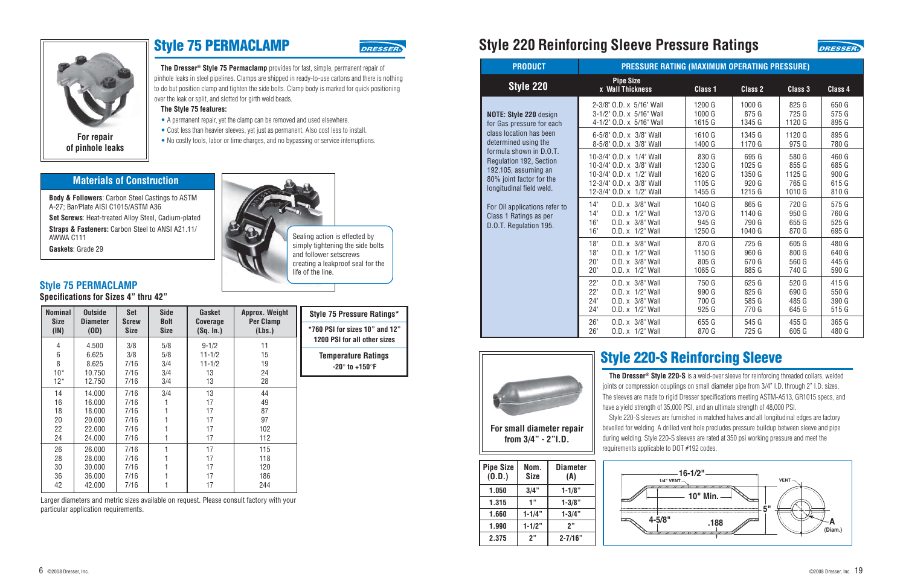# Style 75 PERMACLAMP

For repair of pinhole leaks

**The Dresser® Style 75 Permaclamp** provides for fast, simple, permanent repair of pinhole leaks in steel pipelines. Clamps are shipped in ready-to-use cartons and there is nothing to do but position clamp and tighten the side bolts. Clamp body is marked for quick positioning over the leak or split, and slotted for girth weld beads.

**The Style 75 features:**

- A permanent repair, yet the clamp can be removed and used elsewhere.
- Cost less than heavier sleeves, yet just as permanent. Also cost less to install.
- No costly tools, labor or time charges, and no bypassing or service interruptions.

## Materials of Construction

**Body & Followers**: Carbon Steel Castings to ASTM A-27; Bar/Plate AISI C1015/ASTM A36

**Set Screws**: Heat-treated Alloy Steel, Cadium-plated

**Straps & Fasteners:** Carbon Steel to ANSI A21.11/ AWWA C111

**Gaskets**: Grade 29

Sealing action is effected by simply tightening the side bolts and follower setscrews creating a leakproof seal for the life of the line.

### Style 75 PERMACLAMP

**Specifications for Sizes 4" thru 42"**

| Nominal Size (IN) | Outside Diameter (OD) | Set Screw Size | Side Bolt Size | Gasket Coverage (Sq. In.) | Approx. Weight Per Clamp (Lbs.) |
|---|---|---|---|---|---|
| 4 | 4.500 | 3/8 | 5/8 | 9-1/2 | 11 |
| 6 | 6.625 | 3/8 | 5/8 | 11-1/2 | 15 |
| 8 | 8.625 | 7/16 | 3/4 | 11-1/2 | 19 |
| 10* | 10.750 | 7/16 | 3/4 | 13 | 24 |
| 12* | 12.750 | 7/16 | 3/4 | 13 | 28 |
| 14 | 14.000 | 7/16 | 3/4 | 13 | 44 |
| 16 | 16.000 | 7/16 | 1 | 17 | 49 |
| 18 | 18.000 | 7/16 | 1 | 17 | 87 |
| 20 | 20.000 | 7/16 | 1 | 17 | 97 |
| 22 | 22.000 | 7/16 | 1 | 17 | 102 |
| 24 | 24.000 | 7/16 | 1 | 17 | 112 |
| 26 | 26.000 | 7/16 | 1 | 17 | 115 |
| 28 | 28.000 | 7/16 | 1 | 17 | 118 |
| 30 | 30.000 | 7/16 | 1 | 17 | 120 |
| 36 | 36.000 | 7/16 | 1 | 17 | 186 |
| 42 | 42.000 | 7/16 | 1 | 17 | 244 |

Larger diameters and metric sizes available on request. Please consult factory with your particular application requirements.

**Style 75 Pressure Ratings***

***760 PSI for sizes 10" and 12"**
**1200 PSI for all other sizes**

**Temperature Ratings**
**-20° to +150°F**

# Style 220 Reinforcing Sleeve Pressure Ratings

| PRODUCT | PRESSURE RATING (MAXIMUM OPERATING PRESSURE) | | | | |
|---|---|---|---|---|---|
| **Style 220** | **Pipe Size x Wall Thickness** | **Class 1** | **Class 2** | **Class 3** | **Class 4** |
| **NOTE: Style 220** design for Gas pressure for each class location has been determined using the formula shown in D.O.T. Regulation 192, Section 192.105, assuming an 80% joint factor for the longitudinal field weld. For Oil applications refer to Class 1 Ratings as per D.O.T. Regulation 195. | 2-3/8" O.D. x 5/16" Wall | 1200 G | 1000 G | 825 G | 650 G |
| | 3-1/2" O.D. x 5/16" Wall | 1000 G | 875 G | 725 G | 575 G |
| | 4-1/2" O.D. x 5/16" Wall | 1615 G | 1345 G | 1120 G | 895 G |
| | 6-5/8" O.D. x 3/8" Wall | 1610 G | 1345 G | 1120 G | 895 G |
| | 8-5/8" O.D. x 3/8" Wall | 1400 G | 1170 G | 975 G | 780 G |
| | 10-3/4" O.D. x 1/4" Wall | 830 G | 695 G | 580 G | 460 G |
| | 10-3/4" O.D. x 3/8" Wall | 1230 G | 1025 G | 855 G | 685 G |
| | 10-3/4" O.D. x 1/2" Wall | 1620 G | 1350 G | 1125 G | 900 G |
| | 12-3/4" O.D. x 3/8" Wall | 1105 G | 920 G | 765 G | 615 G |
| | 12-3/4" O.D. x 1/2" Wall | 1455 G | 1215 G | 1010 G | 810 G |
| | 14" O.D. x 3/8" Wall | 1040 G | 865 G | 720 G | 575 G |
| | 14" O.D. x 1/2" Wall | 1370 G | 1140 G | 950 G | 760 G |
| | 16" O.D. x 3/8" Wall | 945 G | 790 G | 655 G | 525 G |
| | 16" O.D. x 1/2" Wall | 1250 G | 1040 G | 870 G | 695 G |
| | 18" O.D. x 3/8" Wall | 870 G | 725 G | 605 G | 480 G |
| | 18" O.D. x 1/2" Wall | 1150 G | 960 G | 800 G | 640 G |
| | 20" O.D. x 3/8" Wall | 805 G | 670 G | 560 G | 445 G |
| | 20" O.D. x 1/2" Wall | 1065 G | 885 G | 740 G | 590 G |
| | 22" O.D. x 3/8" Wall | 750 G | 625 G | 520 G | 415 G |
| | 22" O.D. x 1/2" Wall | 990 G | 825 G | 690 G | 550 G |
| | 24" O.D. x 3/8" Wall | 700 G | 585 G | 485 G | 390 G |
| | 24" O.D. x 1/2" Wall | 925 G | 770 G | 645 G | 515 G |
| | 26" O.D. x 3/8" Wall | 655 G | 545 G | 455 G | 365 G |
| | 26" O.D. x 1/2" Wall | 870 G | 725 G | 605 G | 480 G |

# Style 220-S Reinforcing Sleeve

For small diameter repair from 3/4" - 2"I.D.

**The Dresser® Style 220-S** is a weld-over sleeve for reinforcing threaded collars, welded joints or compression couplings on small diameter pipe from 3/4" I.D. through 2" I.D. sizes. The sleeves are made to rigid Dresser specifications meeting ASTM-A513, GR1015 specs, and have a yield strength of 35,000 PSI, and an ultimate strength of 48,000 PSI.

Style 220-S sleeves are furnished in matched halves and all longitudinal edges are factory bevelled for welding. A drilled vent hole precludes pressure buildup between sleeve and pipe during welding. Style 220-S sleeves are rated at 350 psi working pressure and meet the requirements applicable to DOT #192 codes.

| Pipe Size (O.D.) | Nom. Size | Diameter (A) |
|---|---|---|
| 1.050 | 3/4" | 1-1/8" |
| 1.315 | 1" | 1-3/8" |
| 1.660 | 1-1/4" | 1-3/4" |
| 1.990 | 1-1/2" | 2" |
| 2.375 | 2" | 2-7/16" |

16-1/2"
1/4" VENT
10" Min.
5"
4-5/8"
.188
VENT
A (Diam.)